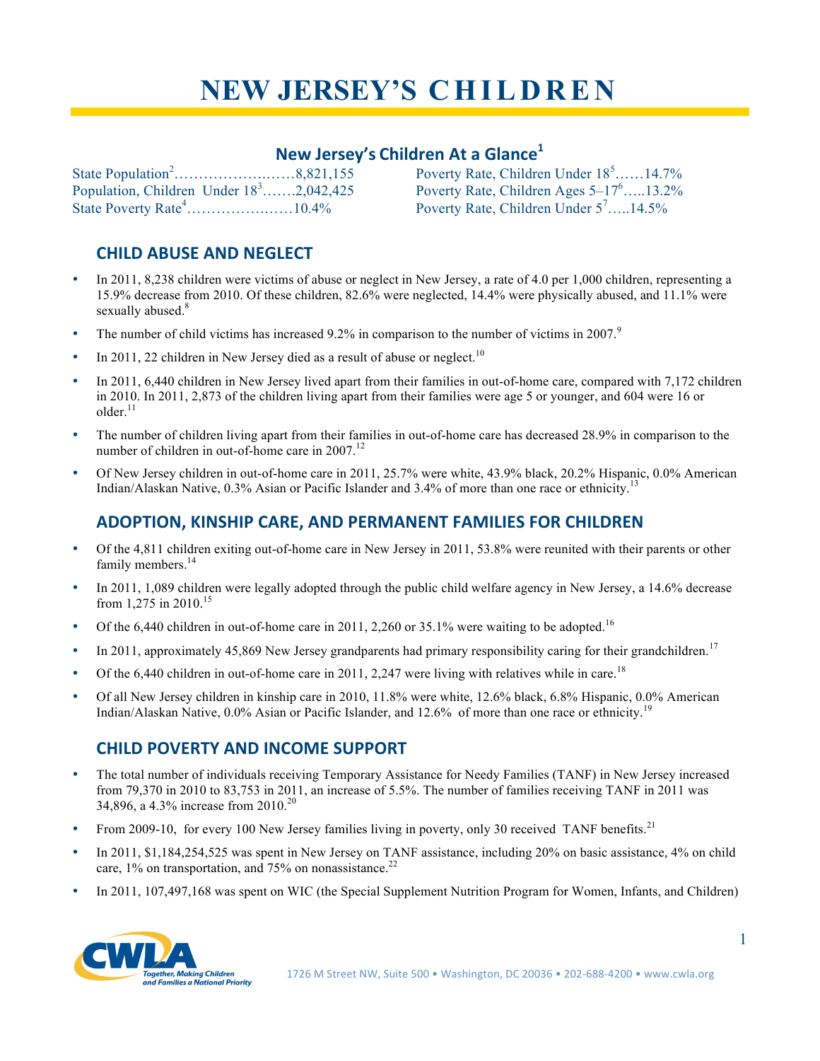# NEW JERSEY'S CHILDREN

## New Jersey's Children At a Glance[1]

State Population[2]……………………8,821,155
Population, Children Under 18[3]…….2,042,425
State Poverty Rate[4]…………………10.4%

Poverty Rate, Children Under 18[5]……14.7%
Poverty Rate, Children Ages 5–17[6]…..13.2%
Poverty Rate, Children Under 5[7]…..14.5%

## CHILD ABUSE AND NEGLECT

- In 2011, 8,238 children were victims of abuse or neglect in New Jersey, a rate of 4.0 per 1,000 children, representing a 15.9% decrease from 2010. Of these children, 82.6% were neglected, 14.4% were physically abused, and 11.1% were sexually abused.[8]
- The number of child victims has increased 9.2% in comparison to the number of victims in 2007.[9]
- In 2011, 22 children in New Jersey died as a result of abuse or neglect.[10]
- In 2011, 6,440 children in New Jersey lived apart from their families in out-of-home care, compared with 7,172 children in 2010. In 2011, 2,873 of the children living apart from their families were age 5 or younger, and 604 were 16 or older.[11]
- The number of children living apart from their families in out-of-home care has decreased 28.9% in comparison to the number of children in out-of-home care in 2007.[12]
- Of New Jersey children in out-of-home care in 2011, 25.7% were white, 43.9% black, 20.2% Hispanic, 0.0% American Indian/Alaskan Native, 0.3% Asian or Pacific Islander and 3.4% of more than one race or ethnicity.[13]

## ADOPTION, KINSHIP CARE, AND PERMANENT FAMILIES FOR CHILDREN

- Of the 4,811 children exiting out-of-home care in New Jersey in 2011, 53.8% were reunited with their parents or other family members.[14]
- In 2011, 1,089 children were legally adopted through the public child welfare agency in New Jersey, a 14.6% decrease from 1,275 in 2010.[15]
- Of the 6,440 children in out-of-home care in 2011, 2,260 or 35.1% were waiting to be adopted.[16]
- In 2011, approximately 45,869 New Jersey grandparents had primary responsibility caring for their grandchildren.[17]
- Of the 6,440 children in out-of-home care in 2011, 2,247 were living with relatives while in care.[18]
- Of all New Jersey children in kinship care in 2010, 11.8% were white, 12.6% black, 6.8% Hispanic, 0.0% American Indian/Alaskan Native, 0.0% Asian or Pacific Islander, and 12.6% of more than one race or ethnicity.[19]

## CHILD POVERTY AND INCOME SUPPORT

- The total number of individuals receiving Temporary Assistance for Needy Families (TANF) in New Jersey increased from 79,370 in 2010 to 83,753 in 2011, an increase of 5.5%. The number of families receiving TANF in 2011 was 34,896, a 4.3% increase from 2010.[20]
- From 2009-10, for every 100 New Jersey families living in poverty, only 30 received TANF benefits.[21]
- In 2011, $1,184,254,525 was spent in New Jersey on TANF assistance, including 20% on basic assistance, 4% on child care, 1% on transportation, and 75% on nonassistance.[22]
- In 2011, 107,497,168 was spent on WIC (the Special Supplement Nutrition Program for Women, Infants, and Children)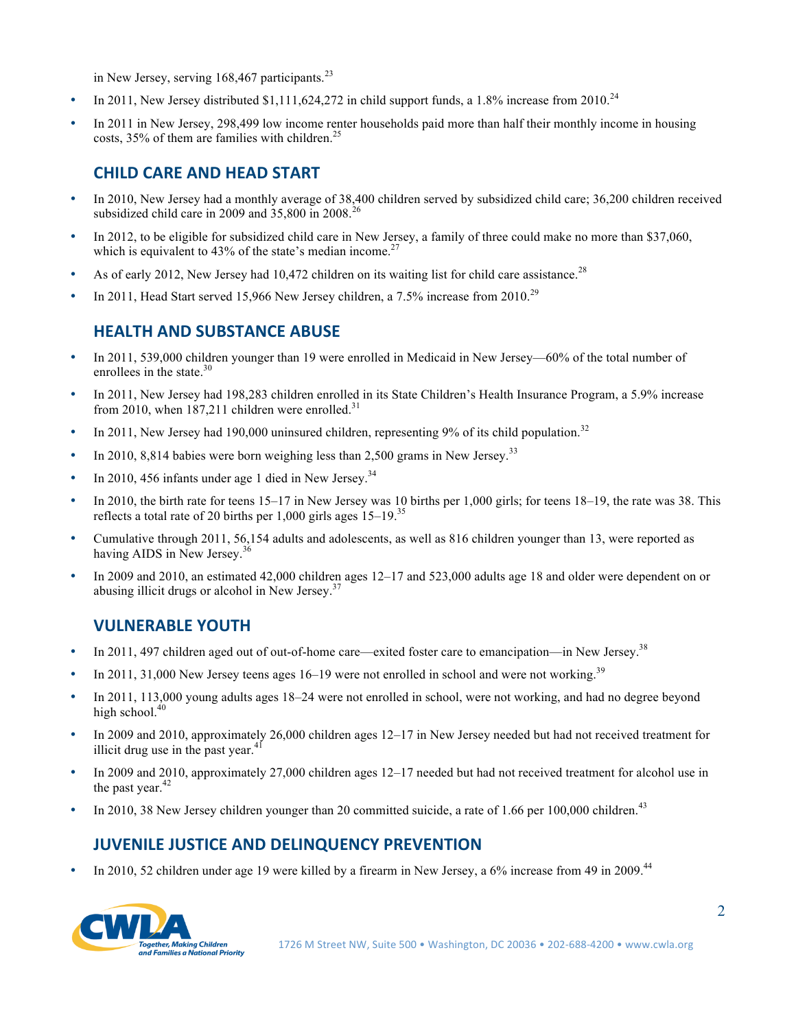in New Jersey, serving 168,467 participants.[23]

- In 2011, New Jersey distributed $1,111,624,272 in child support funds, a 1.8% increase from 2010.[24]
- In 2011 in New Jersey, 298,499 low income renter households paid more than half their monthly income in housing costs, 35% of them are families with children.[25]

## CHILD CARE AND HEAD START

- In 2010, New Jersey had a monthly average of 38,400 children served by subsidized child care; 36,200 children received subsidized child care in 2009 and 35,800 in 2008.[26]
- In 2012, to be eligible for subsidized child care in New Jersey, a family of three could make no more than $37,060, which is equivalent to 43% of the state's median income.[27]
- As of early 2012, New Jersey had 10,472 children on its waiting list for child care assistance.[28]
- In 2011, Head Start served 15,966 New Jersey children, a 7.5% increase from 2010.[29]

## HEALTH AND SUBSTANCE ABUSE

- In 2011, 539,000 children younger than 19 were enrolled in Medicaid in New Jersey—60% of the total number of enrollees in the state.[30]
- In 2011, New Jersey had 198,283 children enrolled in its State Children's Health Insurance Program, a 5.9% increase from 2010, when 187,211 children were enrolled.[31]
- In 2011, New Jersey had 190,000 uninsured children, representing 9% of its child population.[32]
- In 2010, 8,814 babies were born weighing less than 2,500 grams in New Jersey.[33]
- In 2010, 456 infants under age 1 died in New Jersey.[34]
- In 2010, the birth rate for teens 15–17 in New Jersey was 10 births per 1,000 girls; for teens 18–19, the rate was 38. This reflects a total rate of 20 births per 1,000 girls ages 15–19.[35]
- Cumulative through 2011, 56,154 adults and adolescents, as well as 816 children younger than 13, were reported as having AIDS in New Jersey.[36]
- In 2009 and 2010, an estimated 42,000 children ages 12–17 and 523,000 adults age 18 and older were dependent on or abusing illicit drugs or alcohol in New Jersey.[37]

## VULNERABLE YOUTH

- In 2011, 497 children aged out of out-of-home care—exited foster care to emancipation—in New Jersey.[38]
- In 2011, 31,000 New Jersey teens ages 16–19 were not enrolled in school and were not working.[39]
- In 2011, 113,000 young adults ages 18–24 were not enrolled in school, were not working, and had no degree beyond high school.[40]
- In 2009 and 2010, approximately 26,000 children ages 12–17 in New Jersey needed but had not received treatment for illicit drug use in the past year.[41]
- In 2009 and 2010, approximately 27,000 children ages 12–17 needed but had not received treatment for alcohol use in the past year.[42]
- In 2010, 38 New Jersey children younger than 20 committed suicide, a rate of 1.66 per 100,000 children.[43]

## JUVENILE JUSTICE AND DELINQUENCY PREVENTION

- In 2010, 52 children under age 19 were killed by a firearm in New Jersey, a 6% increase from 49 in 2009.[44]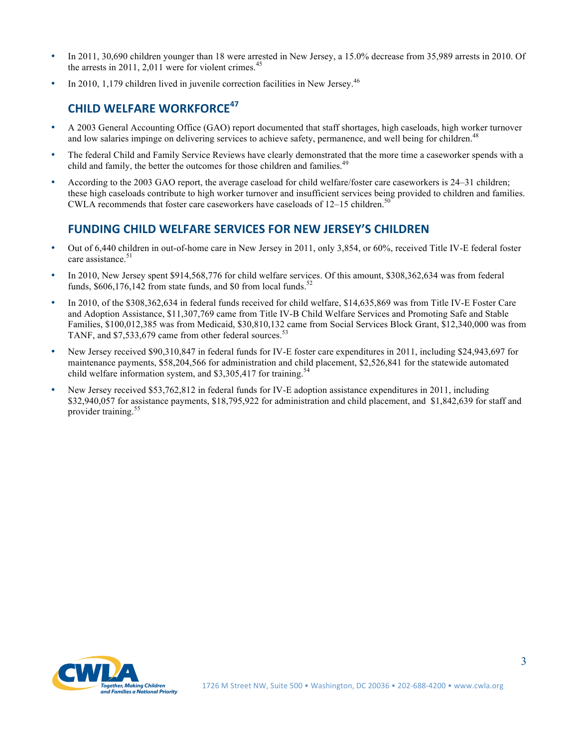- In 2011, 30,690 children younger than 18 were arrested in New Jersey, a 15.0% decrease from 35,989 arrests in 2010. Of the arrests in 2011, 2,011 were for violent crimes.[45]
- In 2010, 1,179 children lived in juvenile correction facilities in New Jersey.[46]

## CHILD WELFARE WORKFORCE[47]

- A 2003 General Accounting Office (GAO) report documented that staff shortages, high caseloads, high worker turnover and low salaries impinge on delivering services to achieve safety, permanence, and well being for children.[48]
- The federal Child and Family Service Reviews have clearly demonstrated that the more time a caseworker spends with a child and family, the better the outcomes for those children and families.[49]
- According to the 2003 GAO report, the average caseload for child welfare/foster care caseworkers is 24–31 children; these high caseloads contribute to high worker turnover and insufficient services being provided to children and families. CWLA recommends that foster care caseworkers have caseloads of 12–15 children.[50]

## FUNDING CHILD WELFARE SERVICES FOR NEW JERSEY'S CHILDREN

- Out of 6,440 children in out-of-home care in New Jersey in 2011, only 3,854, or 60%, received Title IV-E federal foster care assistance.[51]
- In 2010, New Jersey spent $914,568,776 for child welfare services. Of this amount, $308,362,634 was from federal funds, $606,176,142 from state funds, and $0 from local funds.[52]
- In 2010, of the $308,362,634 in federal funds received for child welfare, $14,635,869 was from Title IV-E Foster Care and Adoption Assistance, $11,307,769 came from Title IV-B Child Welfare Services and Promoting Safe and Stable Families, $100,012,385 was from Medicaid, $30,810,132 came from Social Services Block Grant, $12,340,000 was from TANF, and $7,533,679 came from other federal sources.[53]
- New Jersey received $90,310,847 in federal funds for IV-E foster care expenditures in 2011, including $24,943,697 for maintenance payments, $58,204,566 for administration and child placement, $2,526,841 for the statewide automated child welfare information system, and $3,305,417 for training.[54]
- New Jersey received $53,762,812 in federal funds for IV-E adoption assistance expenditures in 2011, including $32,940,057 for assistance payments, $18,795,922 for administration and child placement, and $1,842,639 for staff and provider training.[55]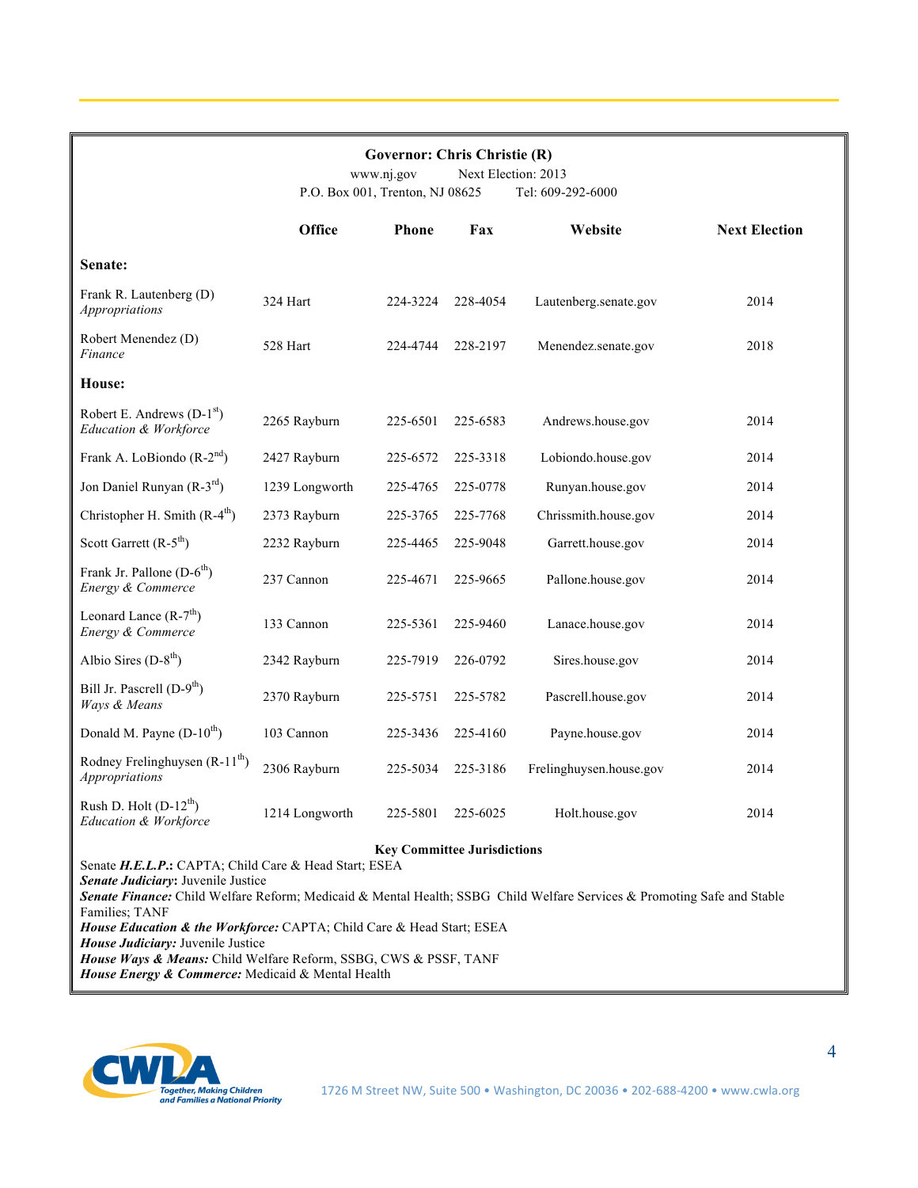**Governor: Chris Christie (R)**

www.nj.gov     Next Election: 2013

P.O. Box 001, Trenton, NJ 08625     Tel: 609-292-6000

| | Office | Phone | Fax | Website | Next Election |
|---|---|---|---|---|---|
| **Senate:** | | | | | |
| Frank R. Lautenberg (D) *Appropriations* | 324 Hart | 224-3224 | 228-4054 | Lautenberg.senate.gov | 2014 |
| Robert Menendez (D) *Finance* | 528 Hart | 224-4744 | 228-2197 | Menendez.senate.gov | 2018 |
| **House:** | | | | | |
| Robert E. Andrews (D-1st) *Education & Workforce* | 2265 Rayburn | 225-6501 | 225-6583 | Andrews.house.gov | 2014 |
| Frank A. LoBiondo (R-2nd) | 2427 Rayburn | 225-6572 | 225-3318 | Lobiondo.house.gov | 2014 |
| Jon Daniel Runyan (R-3rd) | 1239 Longworth | 225-4765 | 225-0778 | Runyan.house.gov | 2014 |
| Christopher H. Smith (R-4th) | 2373 Rayburn | 225-3765 | 225-7768 | Chrissmith.house.gov | 2014 |
| Scott Garrett (R-5th) | 2232 Rayburn | 225-4465 | 225-9048 | Garrett.house.gov | 2014 |
| Frank Jr. Pallone (D-6th) *Energy & Commerce* | 237 Cannon | 225-4671 | 225-9665 | Pallone.house.gov | 2014 |
| Leonard Lance (R-7th) *Energy & Commerce* | 133 Cannon | 225-5361 | 225-9460 | Lanace.house.gov | 2014 |
| Albio Sires (D-8th) | 2342 Rayburn | 225-7919 | 226-0792 | Sires.house.gov | 2014 |
| Bill Jr. Pascrell (D-9th) *Ways & Means* | 2370 Rayburn | 225-5751 | 225-5782 | Pascrell.house.gov | 2014 |
| Donald M. Payne (D-10th) | 103 Cannon | 225-3436 | 225-4160 | Payne.house.gov | 2014 |
| Rodney Frelinghuysen (R-11th) *Appropriations* | 2306 Rayburn | 225-5034 | 225-3186 | Frelinghuysen.house.gov | 2014 |
| Rush D. Holt (D-12th) *Education & Workforce* | 1214 Longworth | 225-5801 | 225-6025 | Holt.house.gov | 2014 |

**Key Committee Jurisdictions**

Senate ***H.E.L.P.***: CAPTA; Child Care & Head Start; ESEA

***Senate Judiciary***: Juvenile Justice

***Senate Finance:*** Child Welfare Reform; Medicaid & Mental Health; SSBG Child Welfare Services & Promoting Safe and Stable Families; TANF

***House Education & the Workforce:*** CAPTA; Child Care & Head Start; ESEA

***House Judiciary:*** Juvenile Justice

***House Ways & Means:*** Child Welfare Reform, SSBG, CWS & PSSF, TANF

***House Energy & Commerce:*** Medicaid & Mental Health

1726 M Street NW, Suite 500 • Washington, DC 20036 • 202-688-4200 • www.cwla.org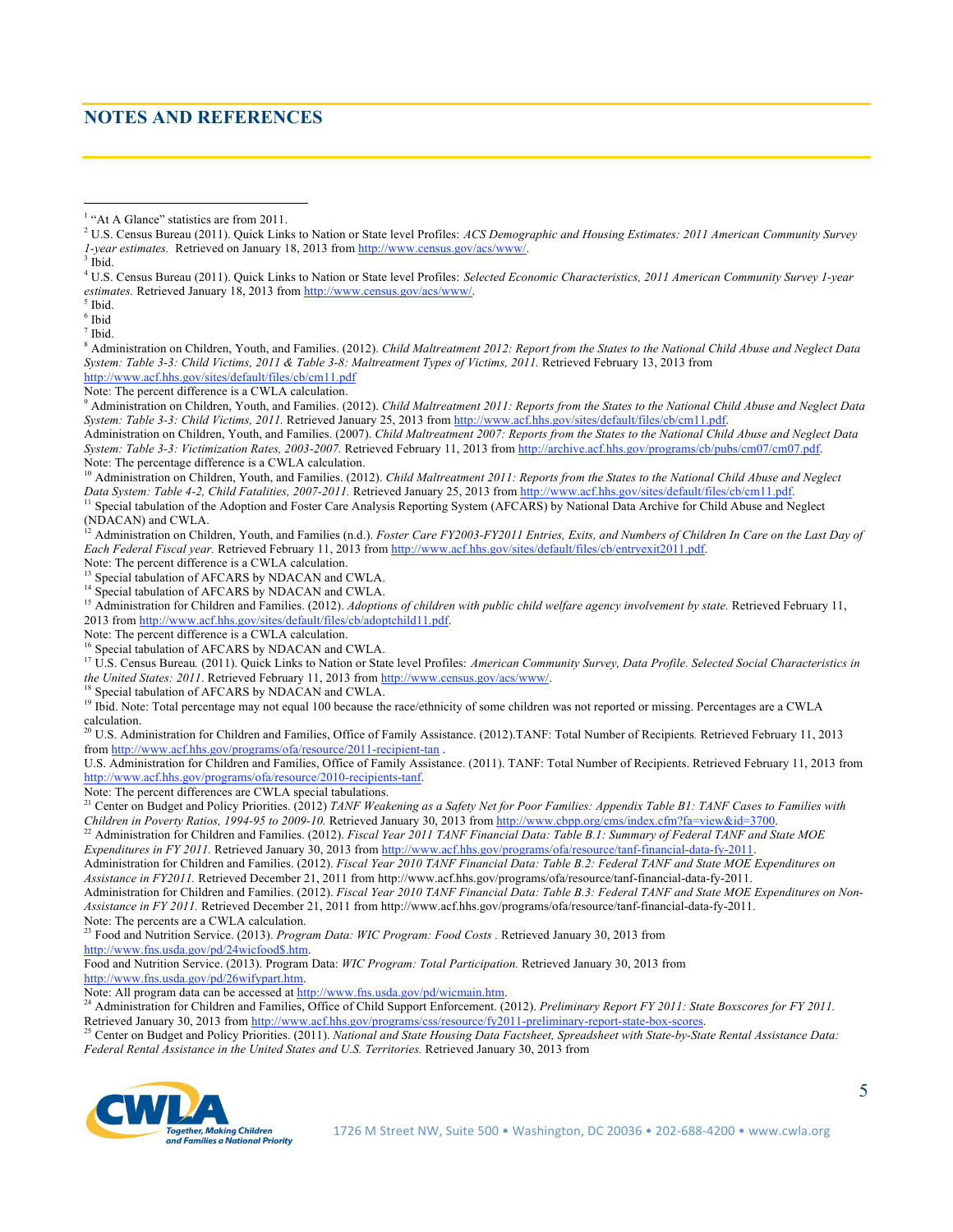## NOTES AND REFERENCES

[1] "At A Glance" statistics are from 2011.

[2] U.S. Census Bureau (2011). Quick Links to Nation or State level Profiles: *ACS Demographic and Housing Estimates: 2011 American Community Survey 1-year estimates.* Retrieved on January 18, 2013 from http://www.census.gov/acs/www/.

[3] Ibid.

[4] U.S. Census Bureau (2011). Quick Links to Nation or State level Profiles: *Selected Economic Characteristics, 2011 American Community Survey 1-year estimates.* Retrieved January 18, 2013 from http://www.census.gov/acs/www/.

[5] Ibid.

[6] Ibid

[7] Ibid.

[8] Administration on Children, Youth, and Families. (2012). *Child Maltreatment 2012: Report from the States to the National Child Abuse and Neglect Data System: Table 3-3: Child Victims, 2011 & Table 3-8: Maltreatment Types of Victims, 2011.* Retrieved February 13, 2013 from http://www.acf.hhs.gov/sites/default/files/cb/cm11.pdf

Note: The percent difference is a CWLA calculation.

[9] Administration on Children, Youth, and Families. (2012). *Child Maltreatment 2011: Reports from the States to the National Child Abuse and Neglect Data System: Table 3-3: Child Victims, 2011.* Retrieved January 25, 2013 from http://www.acf.hhs.gov/sites/default/files/cb/cm11.pdf.

Administration on Children, Youth, and Families. (2007). *Child Maltreatment 2007: Reports from the States to the National Child Abuse and Neglect Data System: Table 3-3: Victimization Rates, 2003-2007.* Retrieved February 11, 2013 from http://archive.acf.hhs.gov/programs/cb/pubs/cm07/cm07.pdf.

Note: The percentage difference is a CWLA calculation.

[10] Administration on Children, Youth, and Families. (2012). *Child Maltreatment 2011: Reports from the States to the National Child Abuse and Neglect Data System: Table 4-2, Child Fatalities, 2007-2011.* Retrieved January 25, 2013 from http://www.acf.hhs.gov/sites/default/files/cb/cm11.pdf.

[11] Special tabulation of the Adoption and Foster Care Analysis Reporting System (AFCARS) by National Data Archive for Child Abuse and Neglect (NDACAN) and CWLA.

[12] Administration on Children, Youth, and Families (n.d.). *Foster Care FY2003-FY2011 Entries, Exits, and Numbers of Children In Care on the Last Day of Each Federal Fiscal year.* Retrieved February 11, 2013 from http://www.acf.hhs.gov/sites/default/files/cb/entryexit2011.pdf.

Note: The percent difference is a CWLA calculation.

[13] Special tabulation of AFCARS by NDACAN and CWLA.

[14] Special tabulation of AFCARS by NDACAN and CWLA.

[15] Administration for Children and Families. (2012). *Adoptions of children with public child welfare agency involvement by state.* Retrieved February 11, 2013 from http://www.acf.hhs.gov/sites/default/files/cb/adoptchild11.pdf.

Note: The percent difference is a CWLA calculation.

[16] Special tabulation of AFCARS by NDACAN and CWLA.

[17] U.S. Census Bureau. (2011). Quick Links to Nation or State level Profiles: *American Community Survey, Data Profile. Selected Social Characteristics in the United States: 2011*. Retrieved February 11, 2013 from http://www.census.gov/acs/www/.

[18] Special tabulation of AFCARS by NDACAN and CWLA.

[19] Ibid. Note: Total percentage may not equal 100 because the race/ethnicity of some children was not reported or missing. Percentages are a CWLA calculation.

[20] U.S. Administration for Children and Families, Office of Family Assistance. (2012).TANF: Total Number of Recipients*.* Retrieved February 11, 2013 from http://www.acf.hhs.gov/programs/ofa/resource/2011-recipient-tan .

U.S. Administration for Children and Families, Office of Family Assistance. (2011). TANF: Total Number of Recipients. Retrieved February 11, 2013 from http://www.acf.hhs.gov/programs/ofa/resource/2010-recipients-tanf.

Note: The percent differences are CWLA special tabulations.

[21] Center on Budget and Policy Priorities. (2012) *TANF Weakening as a Safety Net for Poor Families: Appendix Table B1: TANF Cases to Families with Children in Poverty Ratios, 1994-95 to 2009-10.* Retrieved January 30, 2013 from http://www.cbpp.org/cms/index.cfm?fa=view&id=3700.

[22] Administration for Children and Families. (2012). *Fiscal Year 2011 TANF Financial Data: Table B.1: Summary of Federal TANF and State MOE Expenditures in FY 2011.* Retrieved January 30, 2013 from http://www.acf.hhs.gov/programs/ofa/resource/tanf-financial-data-fy-2011.

Administration for Children and Families. (2012). *Fiscal Year 2010 TANF Financial Data: Table B.2: Federal TANF and State MOE Expenditures on Assistance in FY2011.* Retrieved December 21, 2011 from http://www.acf.hhs.gov/programs/ofa/resource/tanf-financial-data-fy-2011.

Administration for Children and Families. (2012). *Fiscal Year 2010 TANF Financial Data: Table B.3: Federal TANF and State MOE Expenditures on Non-Assistance in FY 2011.* Retrieved December 21, 2011 from http://www.acf.hhs.gov/programs/ofa/resource/tanf-financial-data-fy-2011.

Note: The percents are a CWLA calculation.

[23] Food and Nutrition Service. (2013). *Program Data: WIC Program: Food Costs* . Retrieved January 30, 2013 from http://www.fns.usda.gov/pd/24wicfood$.htm.

Food and Nutrition Service. (2013). Program Data: *WIC Program: Total Participation.* Retrieved January 30, 2013 from http://www.fns.usda.gov/pd/26wifypart.htm.

Note: All program data can be accessed at http://www.fns.usda.gov/pd/wicmain.htm.

[24] Administration for Children and Families, Office of Child Support Enforcement. (2012). *Preliminary Report FY 2011: State Boxscores for FY 2011.* Retrieved January 30, 2013 from http://www.acf.hhs.gov/programs/css/resource/fy2011-preliminary-report-state-box-scores.

[25] Center on Budget and Policy Priorities. (2011). *National and State Housing Data Factsheet, Spreadsheet with State-by-State Rental Assistance Data: Federal Rental Assistance in the United States and U.S. Territories.* Retrieved January 30, 2013 from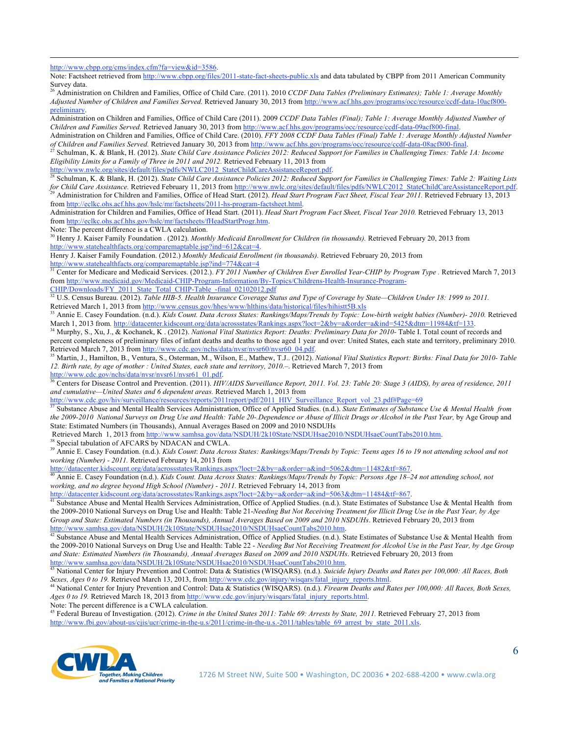http://www.cbpp.org/cms/index.cfm?fa=view&id=3586.
Note: Factsheet retrieved from http://www.cbpp.org/files/2011-state-fact-sheets-public.xls and data tabulated by CBPP from 2011 American Community Survey data.

[26] Administration on Children and Families, Office of Child Care. (2011). 2010 *CCDF Data Tables (Preliminary Estimates); Table 1: Average Monthly Adjusted Number of Children and Families Served.* Retrieved January 30, 2013 from http://www.acf.hhs.gov/programs/occ/resource/ccdf-data-10acf800-preliminary.
Administration on Children and Families, Office of Child Care (2011). 2009 *CCDF Data Tables (Final); Table 1: Average Monthly Adjusted Number of Children and Families Served.* Retrieved January 30, 2013 from http://www.acf.hhs.gov/programs/occ/resource/ccdf-data-09acf800-final.
Administration on Children and Families, Office of Child Care. (2010). *FFY 2008 CCDF Data Tables (Final) Table 1: Average Monthly Adjusted Number of Children and Families Served.* Retrieved January 30, 2013 from http://www.acf.hhs.gov/programs/occ/resource/ccdf-data-08acf800-final.

[27] Schulman, K. & Blank, H. (2012). *State Child Care Assistance Policies 2012: Reduced Support for Families in Challenging Times: Table 1A: Income Eligibility Limits for a Family of Three in 2011 and 2012.* Retrieved February 11, 2013 from http://www.nwlc.org/sites/default/files/pdfs/NWLC2012_StateChildCareAssistanceReport.pdf.

[28] Schulman, K. & Blank, H. (2012). *State Child Care Assistance Policies 2012: Reduced Support for Families in Challenging Times: Table 2: Waiting Lists for Child Care Assistance.* Retrieved February 11, 2013 from http://www.nwlc.org/sites/default/files/pdfs/NWLC2012_StateChildCareAssistanceReport.pdf.

[29] Administration for Children and Families, Office of Head Start. (2012). *Head Start Program Fact Sheet, Fiscal Year 2011.* Retrieved February 13, 2013 from http://eclkc.ohs.acf.hhs.gov/hslc/mr/factsheets/2011-hs-program-factsheet.html.
Administration for Children and Families, Office of Head Start. (2011). *Head Start Program Fact Sheet, Fiscal Year 2010.* Retrieved February 13, 2013 from http://eclkc.ohs.acf.hhs.gov/hslc/mr/factsheets/fHeadStartProgr.htm.
Note: The percent difference is a CWLA calculation.

[30] Henry J. Kaiser Family Foundation . (2012). *Monthly Medicaid Enrollment for Children (in thousands).* Retrieved February 20, 2013 from http://www.statehealthfacts.org/comparemaptable.jsp?ind=612&cat=4.
Henry J. Kaiser Family Foundation. (2012.) *Monthly Medicaid Enrollment (in thousands).* Retrieved February 20, 2013 from http://www.statehealthfacts.org/comparemaptable.jsp?ind=774&cat=4

[31] Center for Medicare and Medicaid Services. (2012.). *FY 2011 Number of Children Ever Enrolled Year-CHIP by Program Type .* Retrieved March 7, 2013 from http://www.medicaid.gov/Medicaid-CHIP-Program-Information/By-Topics/Childrens-Health-Insurance-Program-CHIP/Downloads/FY_2011_State_Total_CHIP-Table_-final_02102012.pdf

[32] U.S. Census Bureau. (2012). *Table HIB-5. Health Insurance Coverage Status and Type of Coverage by State—Children Under 18: 1999 to 2011.* Retrieved March 1, 2013 from http://www.census.gov/hhes/www/hlthins/data/historical/files/hihistt5B.xls

[33] Annie E. Casey Foundation. (n.d.). *Kids Count. Data Across States: Rankings/Maps/Trends by Topic: Low-birth weight babies (Number)- 2010.* Retrieved March 1, 2013 from. http://datacenter.kidscount.org/data/acrossstates/Rankings.aspx?loct=2&by=a&order=a&ind=5425&dtm=11984&tf=133.

[34] Murphy, S., Xu, J., & Kochanek, K . (2012). *National Vital Statistics Report: Deaths: Preliminary Data for 2010-* Table I. Total count of records and percent completeness of preliminary files of infant deaths and deaths to those aged 1 year and over: United States, each state and territory, preliminary 2010*.* Retrieved March 7, 2013 from http://www.cdc.gov/nchs/data/nvsr/nvsr60/nvsr60_04.pdf.

[35] Martin, J., Hamilton, B., Ventura, S., Osterman, M., Wilson, E., Mathew, T.J.. (2012). *National Vital Statistics Report: Births: Final Data for 2010- Table 12. Birth rate, by age of mother : United States, each state and territory, 2010.–.* Retrieved March 7, 2013 from http://www.cdc.gov/nchs/data/nvsr/nvsr61/nvsr61_01.pdf.

[36] Centers for Disease Control and Prevention. (2011). *HIV/AIDS Surveillance Report, 2011. Vol. 23: Table 20: Stage 3 (AIDS), by area of residence, 2011 and cumulative—United States and 6 dependent areas.* Retrieved March 1, 2013 from http://www.cdc.gov/hiv/surveillance/resources/reports/2011report/pdf/2011_HIV_Surveillance_Report_vol_23.pdf#Page=69

[37] Substance Abuse and Mental Health Services Administration, Office of Applied Studies. (n.d.). *State Estimates of Substance Use & Mental Health from the 2009-2010 National Surveys on Drug Use and Health: Table 20-.Dependence or Abuse of Illicit Drugs or Alcohol in the Past Year,* by Age Group and State: Estimated Numbers (in Thousands), Annual Averages Based on 2009 and 2010 NSDUHs
Retrieved March 1, 2013 from http://www.samhsa.gov/data/NSDUH/2k10State/NSDUHsae2010/NSDUHsaeCountTabs2010.htm.

[38] Special tabulation of AFCARS by NDACAN and CWLA.

[39] Annie E. Casey Foundation. (n.d.). *Kids Count: Data Across States: Rankings/Maps/Trends by Topic: Teens ages 16 to 19 not attending school and not working (Number) - 2011.* Retrieved February 14, 2013 from http://datacenter.kidscount.org/data/acrossstates/Rankings.aspx?loct=2&by=a&order=a&ind=5062&dtm=11482&tf=867.

[40] Annie E. Casey Foundation (n.d.). *Kids Count. Data Across States: Rankings/Maps/Trends by Topic: Persons Age 18–24 not attending school, not working, and no degree beyond High School (Number) - 2011.* Retrieved February 14, 2013 from http://datacenter.kidscount.org/data/acrossstates/Rankings.aspx?loct=2&by=a&order=a&ind=5063&dtm=11484&tf=867.

[41] Substance Abuse and Mental Health Services Administration, Office of Applied Studies. (n.d.). State Estimates of Substance Use & Mental Health from the 2009-2010 National Surveys on Drug Use and Health: Table 21-*Needing But Not Receiving Treatment for Illicit Drug Use in the Past Year, by Age Group and State: Estimated Numbers (in Thousands), Annual Averages Based on 2009 and 2010 NSDUHs*. Retrieved February 20, 2013 from http://www.samhsa.gov/data/NSDUH/2k10State/NSDUHsae2010/NSDUHsaeCountTabs2010.htm.

[42] Substance Abuse and Mental Health Services Administration, Office of Applied Studies. (n.d.). State Estimates of Substance Use & Mental Health from the 2009-2010 National Surveys on Drug Use and Health: Table 22 - *Needing But Not Receiving Treatment for Alcohol Use in the Past Year, by Age Group and State: Estimated Numbers (in Thousands), Annual Averages Based on 2009 and 2010 NSDUHs*. Retrieved February 20, 2013 from http://www.samhsa.gov/data/NSDUH/2k10State/NSDUHsae2010/NSDUHsaeCountTabs2010.htm.

[43] National Center for Injury Prevention and Control: Data & Statistics (WISQARS). (n.d.). *Suicide Injury Deaths and Rates per 100,000: All Races, Both Sexes, Ages 0 to 19.* Retrieved March 13, 2013, from http://www.cdc.gov/injury/wisqars/fatal_injury_reports.html.

[44] National Center for Injury Prevention and Control: Data & Statistics (WISQARS). (n.d.). *Firearm Deaths and Rates per 100,000: All Races, Both Sexes, Ages 0 to 19.* Retrieved March 18, 2013 from http://www.cdc.gov/injury/wisqars/fatal_injury_reports.html.
Note: The percent difference is a CWLA calculation.

[45] Federal Bureau of Investigation. (2012). *Crime in the United States 2011: Table 69: Arrests by State, 2011.* Retrieved February 27, 2013 from http://www.fbi.gov/about-us/cjis/ucr/crime-in-the-u.s/2011/crime-in-the-u.s.-2011/tables/table_69_arrest_by_state_2011.xls.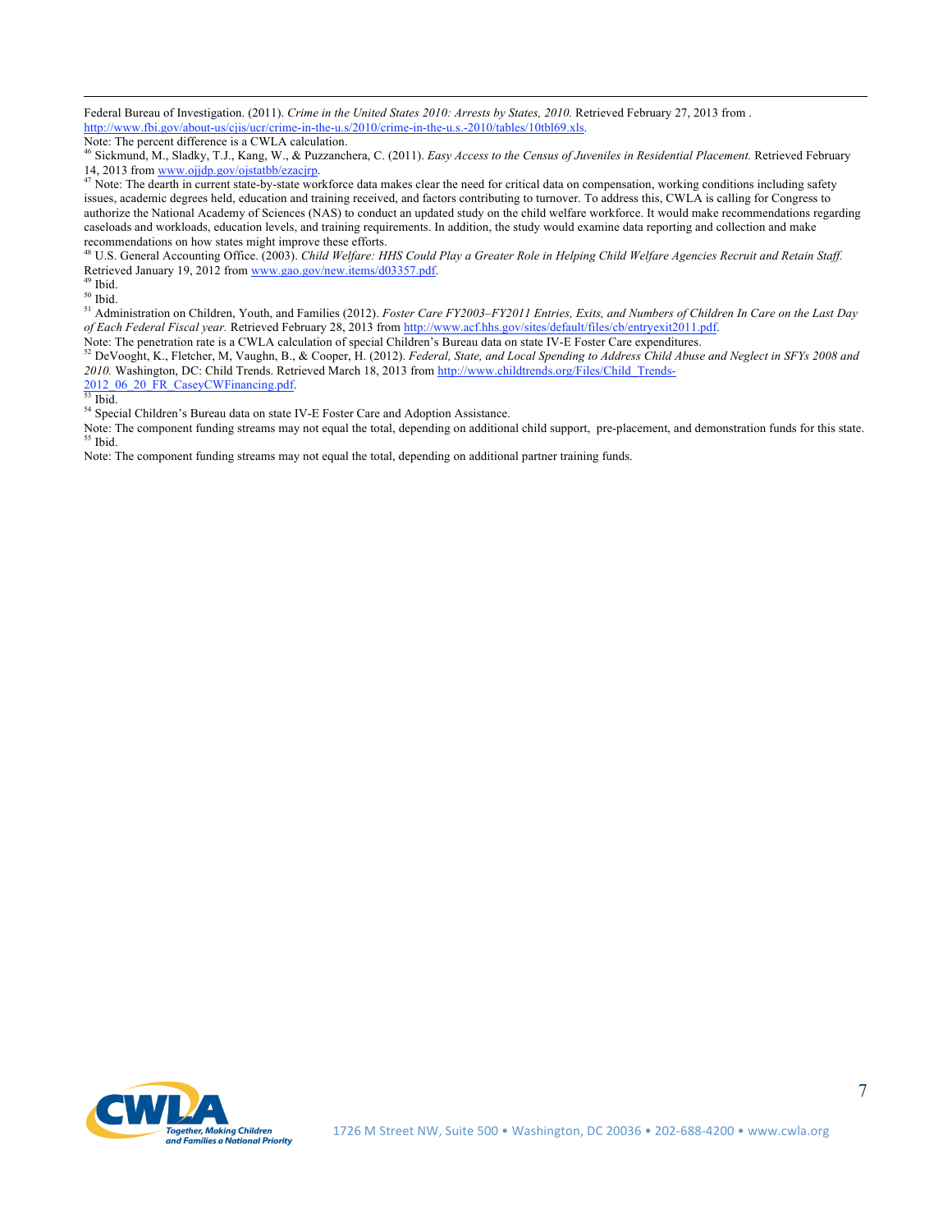Federal Bureau of Investigation. (2011). *Crime in the United States 2010: Arrests by States, 2010.* Retrieved February 27, 2013 from . http://www.fbi.gov/about-us/cjis/ucr/crime-in-the-u.s/2010/crime-in-the-u.s.-2010/tables/10tbl69.xls.
Note: The percent difference is a CWLA calculation.

[46] Sickmund, M., Sladky, T.J., Kang, W., & Puzzanchera, C. (2011). *Easy Access to the Census of Juveniles in Residential Placement.* Retrieved February 14, 2013 from www.ojjdp.gov/ojstatbb/ezacjrp.

[47] Note: The dearth in current state-by-state workforce data makes clear the need for critical data on compensation, working conditions including safety issues, academic degrees held, education and training received, and factors contributing to turnover. To address this, CWLA is calling for Congress to authorize the National Academy of Sciences (NAS) to conduct an updated study on the child welfare workforce. It would make recommendations regarding caseloads and workloads, education levels, and training requirements. In addition, the study would examine data reporting and collection and make recommendations on how states might improve these efforts.

[48] U.S. General Accounting Office. (2003). *Child Welfare: HHS Could Play a Greater Role in Helping Child Welfare Agencies Recruit and Retain Staff.* Retrieved January 19, 2012 from www.gao.gov/new.items/d03357.pdf.

[49] Ibid.

[50] Ibid.

[51] Administration on Children, Youth, and Families (2012). *Foster Care FY2003–FY2011 Entries, Exits, and Numbers of Children In Care on the Last Day of Each Federal Fiscal year.* Retrieved February 28, 2013 from http://www.acf.hhs.gov/sites/default/files/cb/entryexit2011.pdf.
Note: The penetration rate is a CWLA calculation of special Children's Bureau data on state IV-E Foster Care expenditures.

[52] DeVooght, K., Fletcher, M, Vaughn, B., & Cooper, H. (2012). *Federal, State, and Local Spending to Address Child Abuse and Neglect in SFYs 2008 and 2010.* Washington, DC: Child Trends. Retrieved March 18, 2013 from http://www.childtrends.org/Files/Child_Trends-2012_06_20_FR_CaseyCWFinancing.pdf.

[53] Ibid.

[54] Special Children's Bureau data on state IV-E Foster Care and Adoption Assistance.
Note: The component funding streams may not equal the total, depending on additional child support, pre-placement, and demonstration funds for this state.

[55] Ibid.
Note: The component funding streams may not equal the total, depending on additional partner training funds.